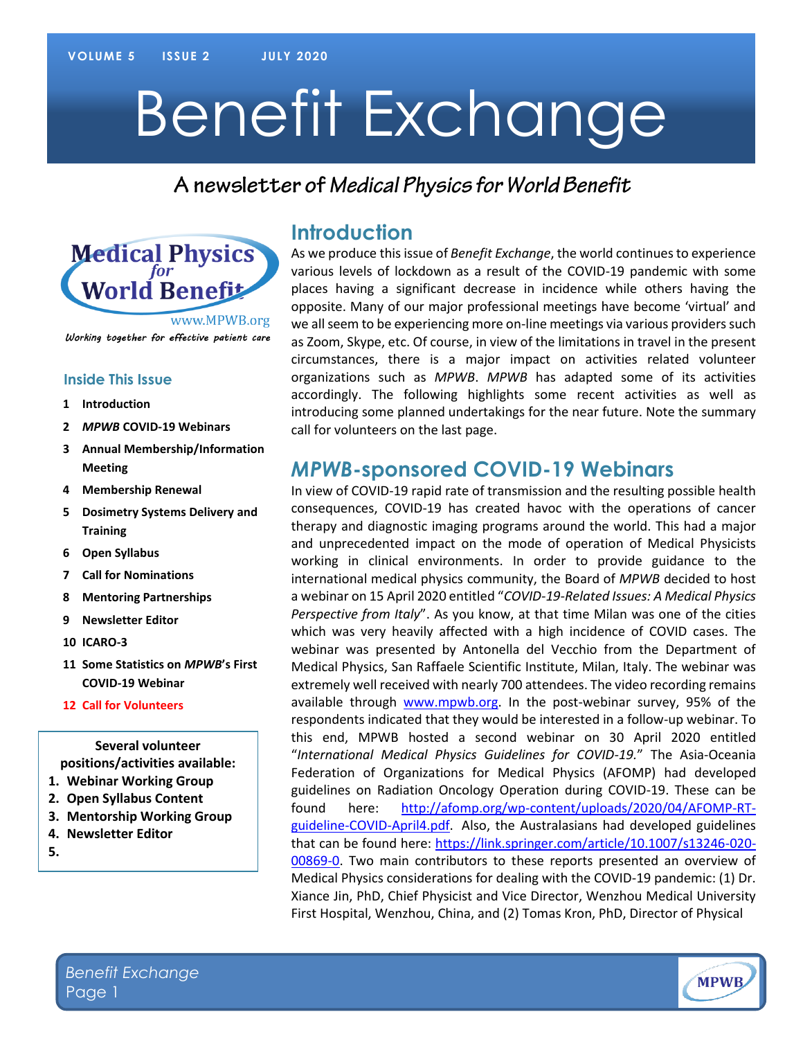# Benefit Exchange

## A newsletter of *Medical Physics for World Benefit*

Medical Physics for World Benefit
www.MPWB.org
*Working together for effective patient care*

### Inside This Issue

1. Introduction
2. *MPWB* COVID-19 Webinars
3. Annual Membership/Information Meeting
4. Membership Renewal
5. Dosimetry Systems Delivery and Training
6. Open Syllabus
7. Call for Nominations
8. Mentoring Partnerships
9. Newsletter Editor
10. ICARO-3
11. Some Statistics on *MPWB*'s First COVID-19 Webinar
12. Call for Volunteers

**Several volunteer positions/activities available:**

1. **Webinar Working Group**
2. **Open Syllabus Content**
3. **Mentorship Working Group**
4. **Newsletter Editor**
5.

## Introduction

As we produce this issue of *Benefit Exchange*, the world continues to experience various levels of lockdown as a result of the COVID-19 pandemic with some places having a significant decrease in incidence while others having the opposite. Many of our major professional meetings have become 'virtual' and we all seem to be experiencing more on-line meetings via various providers such as Zoom, Skype, etc. Of course, in view of the limitations in travel in the present circumstances, there is a major impact on activities related volunteer organizations such as *MPWB*. *MPWB* has adapted some of its activities accordingly. The following highlights some recent activities as well as introducing some planned undertakings for the near future. Note the summary call for volunteers on the last page.

## *MPWB*-sponsored COVID-19 Webinars

In view of COVID-19 rapid rate of transmission and the resulting possible health consequences, COVID-19 has created havoc with the operations of cancer therapy and diagnostic imaging programs around the world. This had a major and unprecedented impact on the mode of operation of Medical Physicists working in clinical environments. In order to provide guidance to the international medical physics community, the Board of *MPWB* decided to host a webinar on 15 April 2020 entitled "*COVID-19-Related Issues: A Medical Physics Perspective from Italy*". As you know, at that time Milan was one of the cities which was very heavily affected with a high incidence of COVID cases. The webinar was presented by Antonella del Vecchio from the Department of Medical Physics, San Raffaele Scientific Institute, Milan, Italy. The webinar was extremely well received with nearly 700 attendees. The video recording remains available through www.mpwb.org. In the post-webinar survey, 95% of the respondents indicated that they would be interested in a follow-up webinar. To this end, MPWB hosted a second webinar on 30 April 2020 entitled "*International Medical Physics Guidelines for COVID-19.*" The Asia-Oceania Federation of Organizations for Medical Physics (AFOMP) had developed guidelines on Radiation Oncology Operation during COVID-19. These can be found here: http://afomp.org/wp-content/uploads/2020/04/AFOMP-RT-guideline-COVID-April4.pdf. Also, the Australasians had developed guidelines that can be found here: https://link.springer.com/article/10.1007/s13246-020-00869-0. Two main contributors to these reports presented an overview of Medical Physics considerations for dealing with the COVID-19 pandemic: (1) Dr. Xiance Jin, PhD, Chief Physicist and Vice Director, Wenzhou Medical University First Hospital, Wenzhou, China, and (2) Tomas Kron, PhD, Director of Physical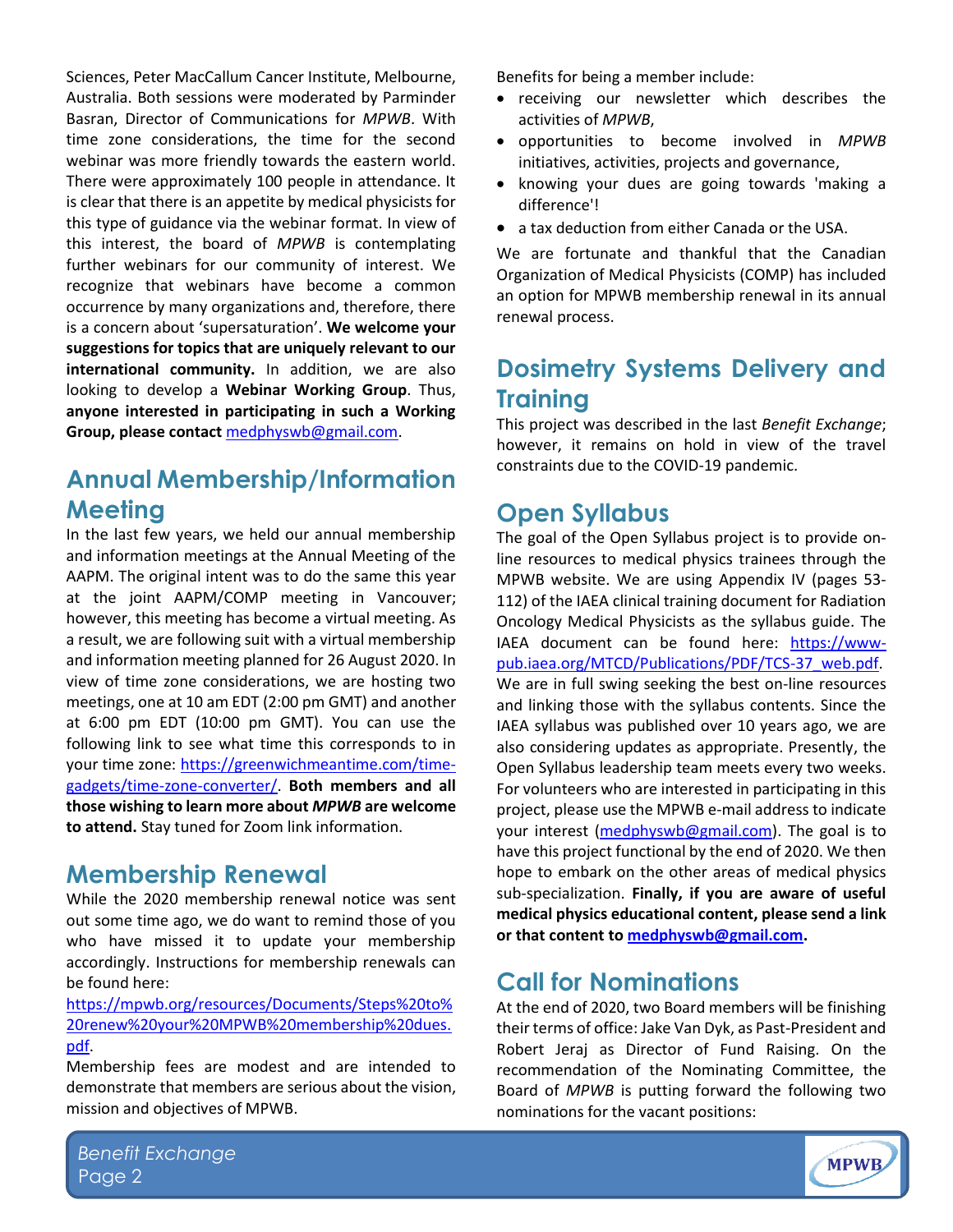Sciences, Peter MacCallum Cancer Institute, Melbourne, Australia. Both sessions were moderated by Parminder Basran, Director of Communications for *MPWB*. With time zone considerations, the time for the second webinar was more friendly towards the eastern world. There were approximately 100 people in attendance. It is clear that there is an appetite by medical physicists for this type of guidance via the webinar format. In view of this interest, the board of *MPWB* is contemplating further webinars for our community of interest. We recognize that webinars have become a common occurrence by many organizations and, therefore, there is a concern about 'supersaturation'. **We welcome your suggestions for topics that are uniquely relevant to our international community.** In addition, we are also looking to develop a **Webinar Working Group**. Thus, **anyone interested in participating in such a Working Group, please contact** medphyswb@gmail.com.

## Annual Membership/Information Meeting

In the last few years, we held our annual membership and information meetings at the Annual Meeting of the AAPM. The original intent was to do the same this year at the joint AAPM/COMP meeting in Vancouver; however, this meeting has become a virtual meeting. As a result, we are following suit with a virtual membership and information meeting planned for 26 August 2020. In view of time zone considerations, we are hosting two meetings, one at 10 am EDT (2:00 pm GMT) and another at 6:00 pm EDT (10:00 pm GMT). You can use the following link to see what time this corresponds to in your time zone: https://greenwichmeantime.com/time-gadgets/time-zone-converter/. **Both members and all those wishing to learn more about *MPWB* are welcome to attend.** Stay tuned for Zoom link information.

## Membership Renewal

While the 2020 membership renewal notice was sent out some time ago, we do want to remind those of you who have missed it to update your membership accordingly. Instructions for membership renewals can be found here:

https://mpwb.org/resources/Documents/Steps%20to%20renew%20your%20MPWB%20membership%20dues.pdf.

Membership fees are modest and are intended to demonstrate that members are serious about the vision, mission and objectives of MPWB.

Benefits for being a member include:

- receiving our newsletter which describes the activities of *MPWB*,
- opportunities to become involved in *MPWB* initiatives, activities, projects and governance,
- knowing your dues are going towards 'making a difference'!
- a tax deduction from either Canada or the USA.

We are fortunate and thankful that the Canadian Organization of Medical Physicists (COMP) has included an option for MPWB membership renewal in its annual renewal process.

## Dosimetry Systems Delivery and Training

This project was described in the last *Benefit Exchange*; however, it remains on hold in view of the travel constraints due to the COVID-19 pandemic.

## Open Syllabus

The goal of the Open Syllabus project is to provide on-line resources to medical physics trainees through the MPWB website. We are using Appendix IV (pages 53-112) of the IAEA clinical training document for Radiation Oncology Medical Physicists as the syllabus guide. The IAEA document can be found here: https://www-pub.iaea.org/MTCD/Publications/PDF/TCS-37_web.pdf. We are in full swing seeking the best on-line resources and linking those with the syllabus contents. Since the IAEA syllabus was published over 10 years ago, we are also considering updates as appropriate. Presently, the Open Syllabus leadership team meets every two weeks. For volunteers who are interested in participating in this project, please use the MPWB e-mail address to indicate your interest (medphyswb@gmail.com). The goal is to have this project functional by the end of 2020. We then hope to embark on the other areas of medical physics sub-specialization. **Finally, if you are aware of useful medical physics educational content, please send a link or that content to medphyswb@gmail.com.**

## Call for Nominations

At the end of 2020, two Board members will be finishing their terms of office: Jake Van Dyk, as Past-President and Robert Jeraj as Director of Fund Raising. On the recommendation of the Nominating Committee, the Board of *MPWB* is putting forward the following two nominations for the vacant positions: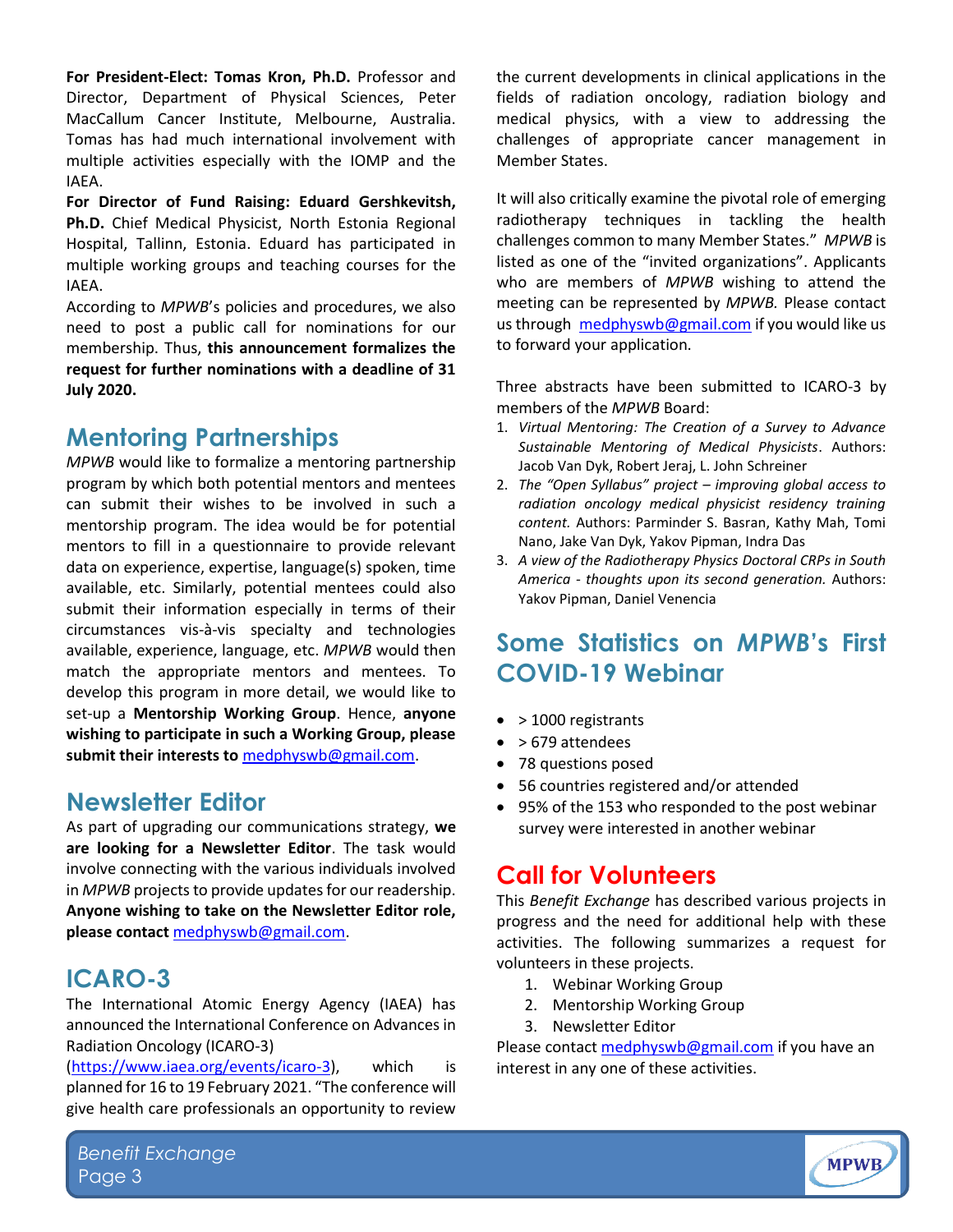**For President-Elect: Tomas Kron, Ph.D.** Professor and Director, Department of Physical Sciences, Peter MacCallum Cancer Institute, Melbourne, Australia. Tomas has had much international involvement with multiple activities especially with the IOMP and the IAEA.

**For Director of Fund Raising: Eduard Gershkevitsh, Ph.D.** Chief Medical Physicist, North Estonia Regional Hospital, Tallinn, Estonia. Eduard has participated in multiple working groups and teaching courses for the IAEA.

According to *MPWB*'s policies and procedures, we also need to post a public call for nominations for our membership. Thus, **this announcement formalizes the request for further nominations with a deadline of 31 July 2020.**

## Mentoring Partnerships

*MPWB* would like to formalize a mentoring partnership program by which both potential mentors and mentees can submit their wishes to be involved in such a mentorship program. The idea would be for potential mentors to fill in a questionnaire to provide relevant data on experience, expertise, language(s) spoken, time available, etc. Similarly, potential mentees could also submit their information especially in terms of their circumstances vis-à-vis specialty and technologies available, experience, language, etc. *MPWB* would then match the appropriate mentors and mentees. To develop this program in more detail, we would like to set-up a **Mentorship Working Group**. Hence, **anyone wishing to participate in such a Working Group, please submit their interests to** medphyswb@gmail.com.

## Newsletter Editor

As part of upgrading our communications strategy, **we are looking for a Newsletter Editor**. The task would involve connecting with the various individuals involved in *MPWB* projects to provide updates for our readership. **Anyone wishing to take on the Newsletter Editor role, please contact** medphyswb@gmail.com.

## ICARO-3

The International Atomic Energy Agency (IAEA) has announced the International Conference on Advances in Radiation Oncology (ICARO-3) (https://www.iaea.org/events/icaro-3), which is planned for 16 to 19 February 2021. "The conference will give health care professionals an opportunity to review the current developments in clinical applications in the fields of radiation oncology, radiation biology and medical physics, with a view to addressing the challenges of appropriate cancer management in Member States.

It will also critically examine the pivotal role of emerging radiotherapy techniques in tackling the health challenges common to many Member States." *MPWB* is listed as one of the "invited organizations". Applicants who are members of *MPWB* wishing to attend the meeting can be represented by *MPWB.* Please contact us through medphyswb@gmail.com if you would like us to forward your application.

Three abstracts have been submitted to ICARO-3 by members of the *MPWB* Board:

1. *Virtual Mentoring: The Creation of a Survey to Advance Sustainable Mentoring of Medical Physicists*. Authors: Jacob Van Dyk, Robert Jeraj, L. John Schreiner
2. *The "Open Syllabus" project – improving global access to radiation oncology medical physicist residency training content.* Authors: Parminder S. Basran, Kathy Mah, Tomi Nano, Jake Van Dyk, Yakov Pipman, Indra Das
3. *A view of the Radiotherapy Physics Doctoral CRPs in South America - thoughts upon its second generation.* Authors: Yakov Pipman, Daniel Venencia

## Some Statistics on *MPWB*'s First COVID-19 Webinar

- > 1000 registrants
- > 679 attendees
- 78 questions posed
- 56 countries registered and/or attended
- 95% of the 153 who responded to the post webinar survey were interested in another webinar

## Call for Volunteers

This *Benefit Exchange* has described various projects in progress and the need for additional help with these activities. The following summarizes a request for volunteers in these projects.

1. Webinar Working Group
2. Mentorship Working Group
3. Newsletter Editor

Please contact medphyswb@gmail.com if you have an interest in any one of these activities.